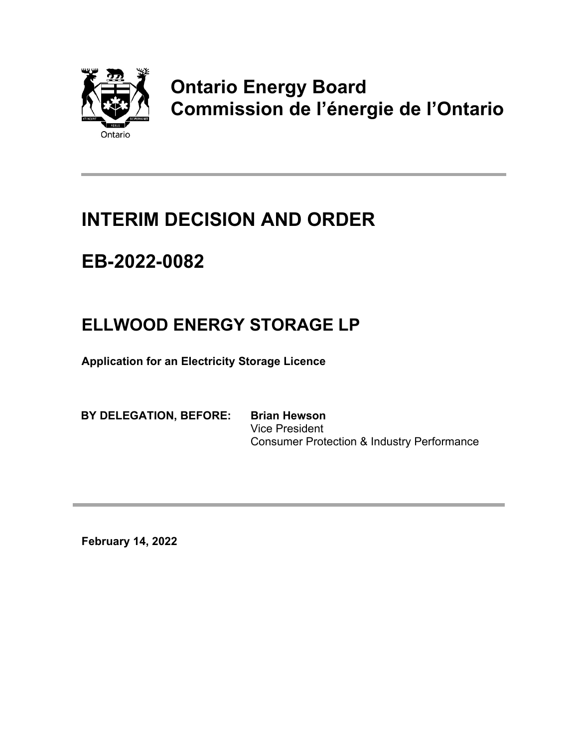Ontario

**Ontario Energy Board**
**Commission de l'énergie de l'Ontario**

---

# INTERIM DECISION AND ORDER

# EB-2022-0082

## ELLWOOD ENERGY STORAGE LP

**Application for an Electricity Storage Licence**

**BY DELEGATION, BEFORE:** **Brian Hewson**
Vice President
Consumer Protection & Industry Performance

---

**February 14, 2022**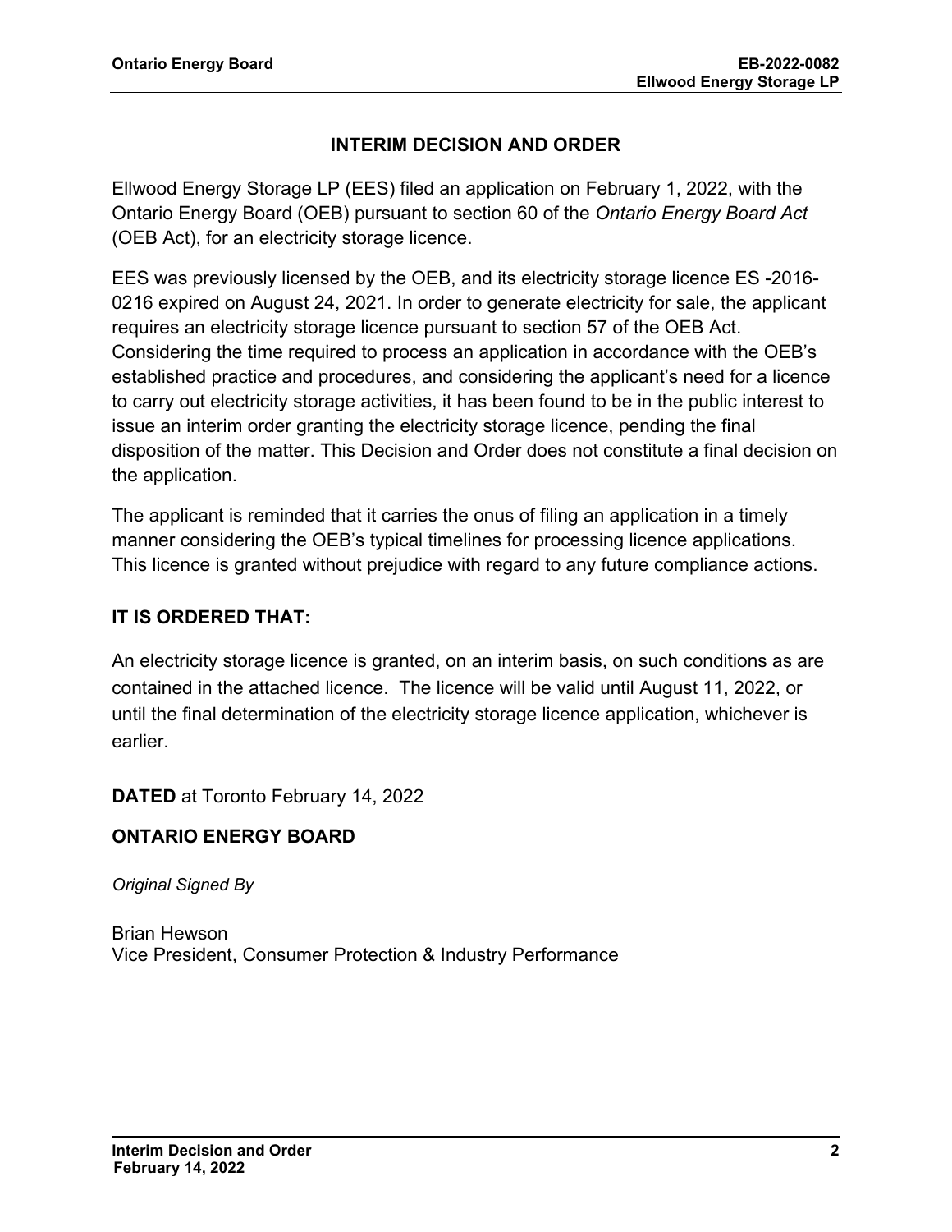## INTERIM DECISION AND ORDER

Ellwood Energy Storage LP (EES) filed an application on February 1, 2022, with the Ontario Energy Board (OEB) pursuant to section 60 of the *Ontario Energy Board Act* (OEB Act), for an electricity storage licence.

EES was previously licensed by the OEB, and its electricity storage licence ES -2016-0216 expired on August 24, 2021. In order to generate electricity for sale, the applicant requires an electricity storage licence pursuant to section 57 of the OEB Act. Considering the time required to process an application in accordance with the OEB's established practice and procedures, and considering the applicant's need for a licence to carry out electricity storage activities, it has been found to be in the public interest to issue an interim order granting the electricity storage licence, pending the final disposition of the matter. This Decision and Order does not constitute a final decision on the application.

The applicant is reminded that it carries the onus of filing an application in a timely manner considering the OEB's typical timelines for processing licence applications. This licence is granted without prejudice with regard to any future compliance actions.

**IT IS ORDERED THAT:**

An electricity storage licence is granted, on an interim basis, on such conditions as are contained in the attached licence. The licence will be valid until August 11, 2022, or until the final determination of the electricity storage licence application, whichever is earlier.

**DATED** at Toronto February 14, 2022

**ONTARIO ENERGY BOARD**

*Original Signed By*

Brian Hewson
Vice President, Consumer Protection & Industry Performance